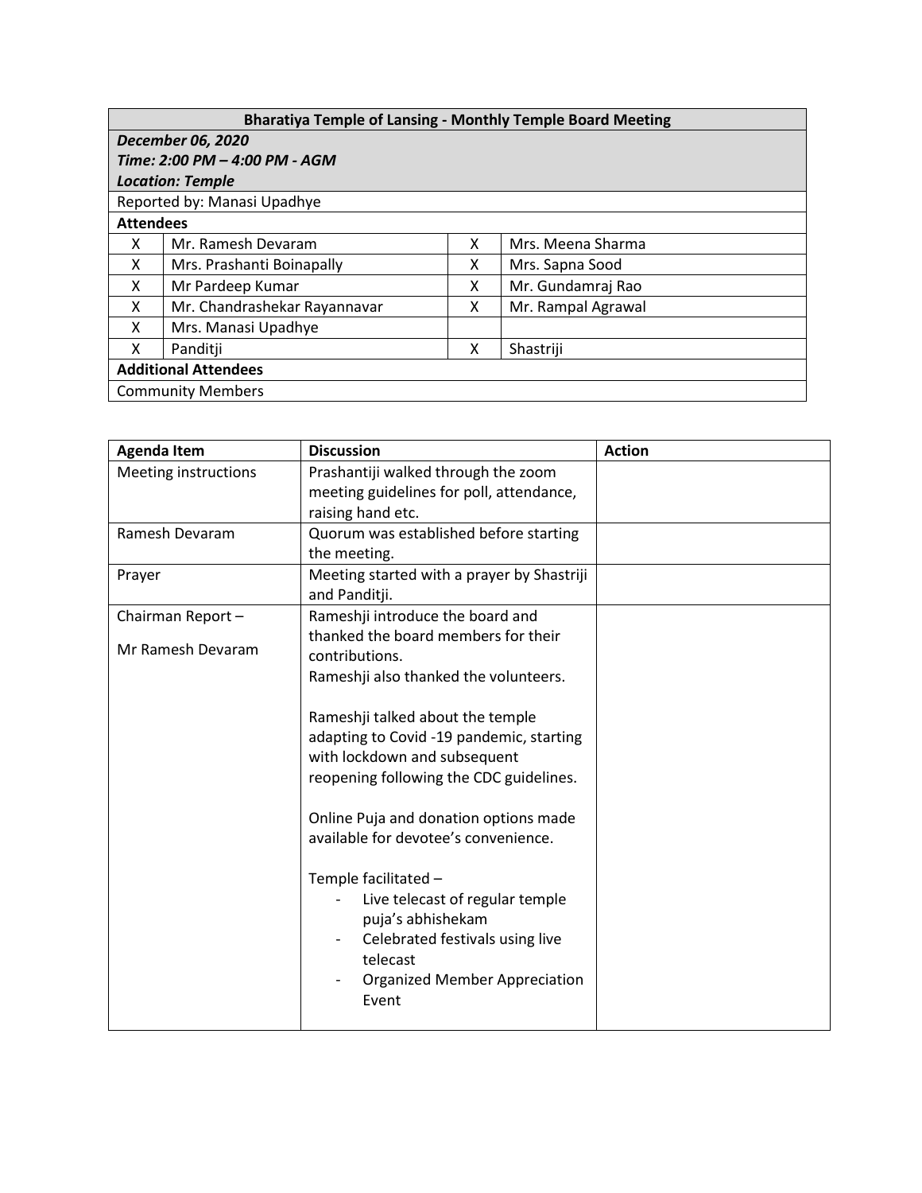| **Bharatiya Temple of Lansing - Monthly Temple Board Meeting** | | | |
|---|---|---|---|
| ***December 06, 2020*** | | | |
| ***Time: 2:00 PM – 4:00 PM - AGM*** | | | |
| ***Location: Temple*** | | | |
| Reported by: Manasi Upadhye | | | |
| **Attendees** | | | |
| X | Mr. Ramesh Devaram | X | Mrs. Meena Sharma |
| X | Mrs. Prashanti Boinapally | X | Mrs. Sapna Sood |
| X | Mr Pardeep Kumar | X | Mr. Gundamraj Rao |
| X | Mr. Chandrashekar Rayannavar | X | Mr. Rampal Agrawal |
| X | Mrs. Manasi Upadhye | | |
| X | Panditji | X | Shastriji |
| **Additional Attendees** | | | |
| Community Members | | | |

| **Agenda Item** | **Discussion** | **Action** |
|---|---|---|
| Meeting instructions | Prashantiji walked through the zoom meeting guidelines for poll, attendance, raising hand etc. | |
| Ramesh Devaram | Quorum was established before starting the meeting. | |
| Prayer | Meeting started with a prayer by Shastriji and Panditji. | |
| Chairman Report – <br><br> Mr Ramesh Devaram | Rameshji introduce the board and thanked the board members for their contributions. <br> Rameshji also thanked the volunteers. <br><br> Rameshji talked about the temple adapting to Covid -19 pandemic, starting with lockdown and subsequent reopening following the CDC guidelines. <br><br> Online Puja and donation options made available for devotee's convenience. <br><br> Temple facilitated – <br> - Live telecast of regular temple puja's abhishekam <br> - Celebrated festivals using live telecast <br> - Organized Member Appreciation Event | |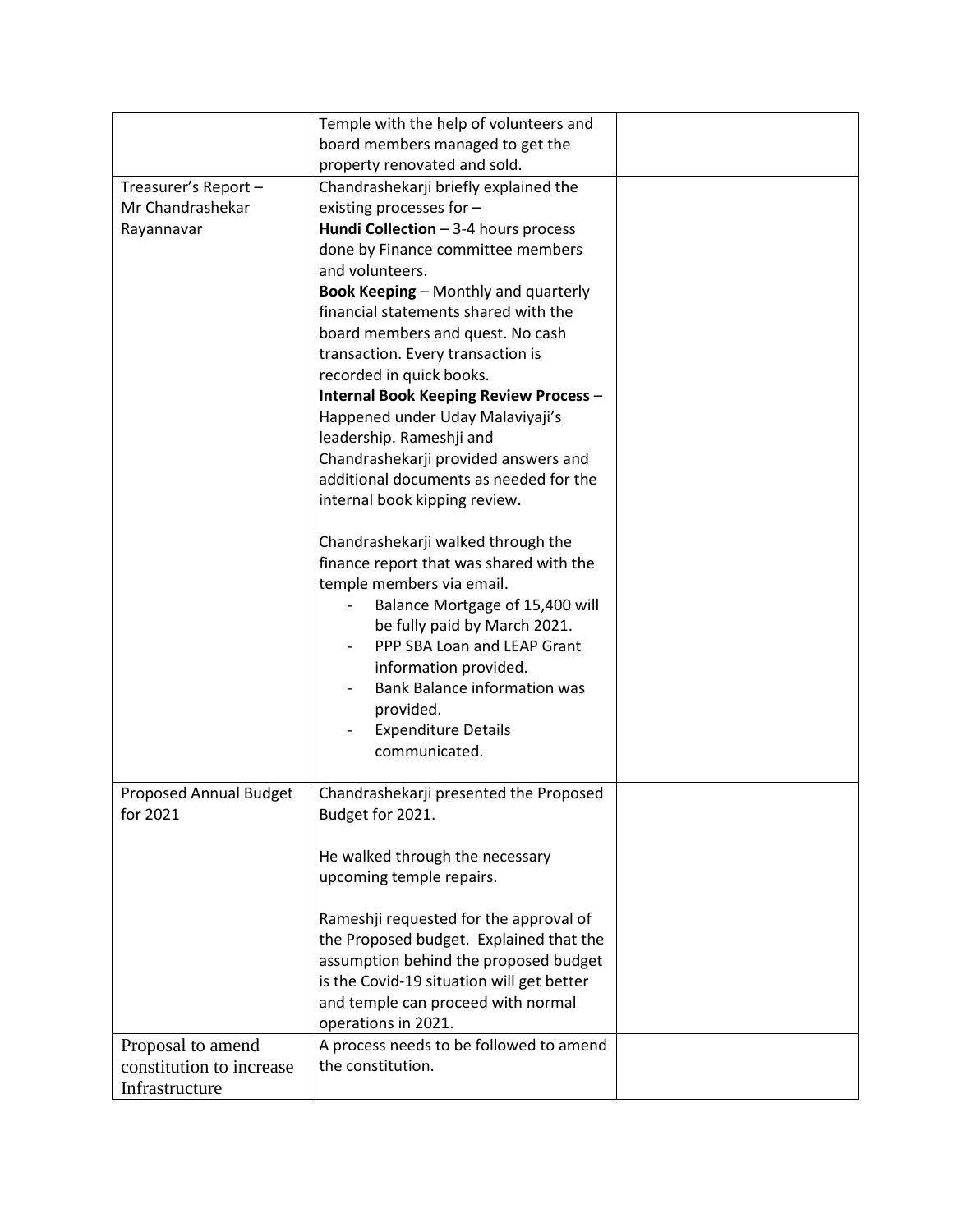|  |  |  |
|---|---|---|
|  | Temple with the help of volunteers and board members managed to get the property renovated and sold. |  |
| Treasurer's Report – Mr Chandrashekar Rayannavar | Chandrashekarji briefly explained the existing processes for – <br>**Hundi Collection** – 3-4 hours process done by Finance committee members and volunteers. <br>**Book Keeping** – Monthly and quarterly financial statements shared with the board members and quest. No cash transaction. Every transaction is recorded in quick books. <br>**Internal Book Keeping Review Process** – Happened under Uday Malaviyaji's leadership. Rameshji and Chandrashekarji provided answers and additional documents as needed for the internal book kipping review. <br><br>Chandrashekarji walked through the finance report that was shared with the temple members via email. <br>- Balance Mortgage of 15,400 will be fully paid by March 2021. <br>- PPP SBA Loan and LEAP Grant information provided. <br>- Bank Balance information was provided. <br>- Expenditure Details communicated. |  |
| Proposed Annual Budget for 2021 | Chandrashekarji presented the Proposed Budget for 2021. <br><br>He walked through the necessary upcoming temple repairs. <br><br>Rameshji requested for the approval of the Proposed budget. Explained that the assumption behind the proposed budget is the Covid-19 situation will get better and temple can proceed with normal operations in 2021. |  |
| Proposal to amend constitution to increase Infrastructure | A process needs to be followed to amend the constitution. |  |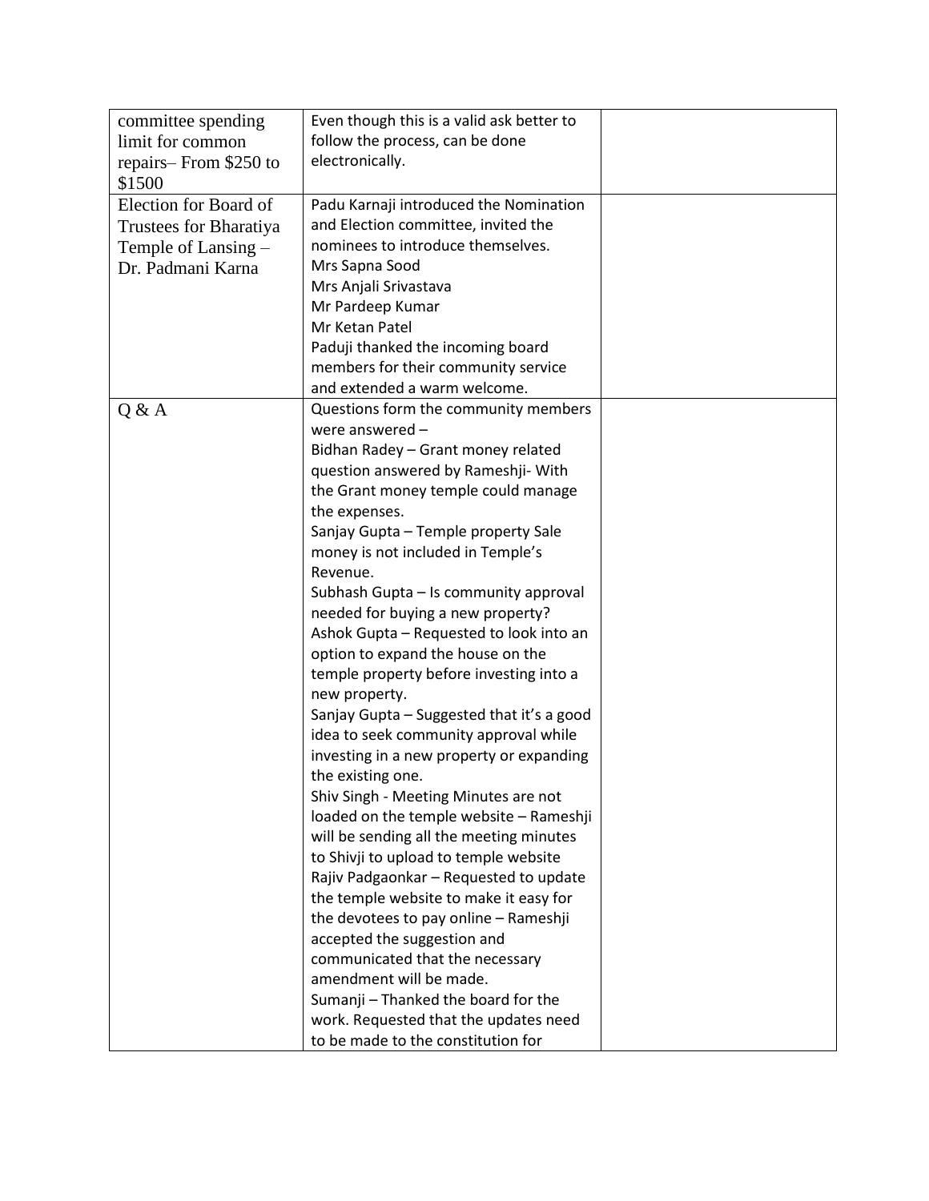| | | |
|---|---|---|
| committee spending limit for common repairs– From $250 to $1500 | Even though this is a valid ask better to follow the process, can be done electronically. | |
| Election for Board of Trustees for Bharatiya Temple of Lansing – Dr. Padmani Karna | Padu Karnaji introduced the Nomination and Election committee, invited the nominees to introduce themselves.<br>Mrs Sapna Sood<br>Mrs Anjali Srivastava<br>Mr Pardeep Kumar<br>Mr Ketan Patel<br>Paduji thanked the incoming board members for their community service and extended a warm welcome. | |
| Q & A | Questions form the community members were answered –<br>Bidhan Radey – Grant money related question answered by Rameshji- With the Grant money temple could manage the expenses.<br>Sanjay Gupta – Temple property Sale money is not included in Temple's Revenue.<br>Subhash Gupta – Is community approval needed for buying a new property?<br>Ashok Gupta – Requested to look into an option to expand the house on the temple property before investing into a new property.<br>Sanjay Gupta – Suggested that it's a good idea to seek community approval while investing in a new property or expanding the existing one.<br>Shiv Singh - Meeting Minutes are not loaded on the temple website – Rameshji will be sending all the meeting minutes to Shivji to upload to temple website<br>Rajiv Padgaonkar – Requested to update the temple website to make it easy for the devotees to pay online – Rameshji accepted the suggestion and communicated that the necessary amendment will be made.<br>Sumanji – Thanked the board for the work. Requested that the updates need to be made to the constitution for | |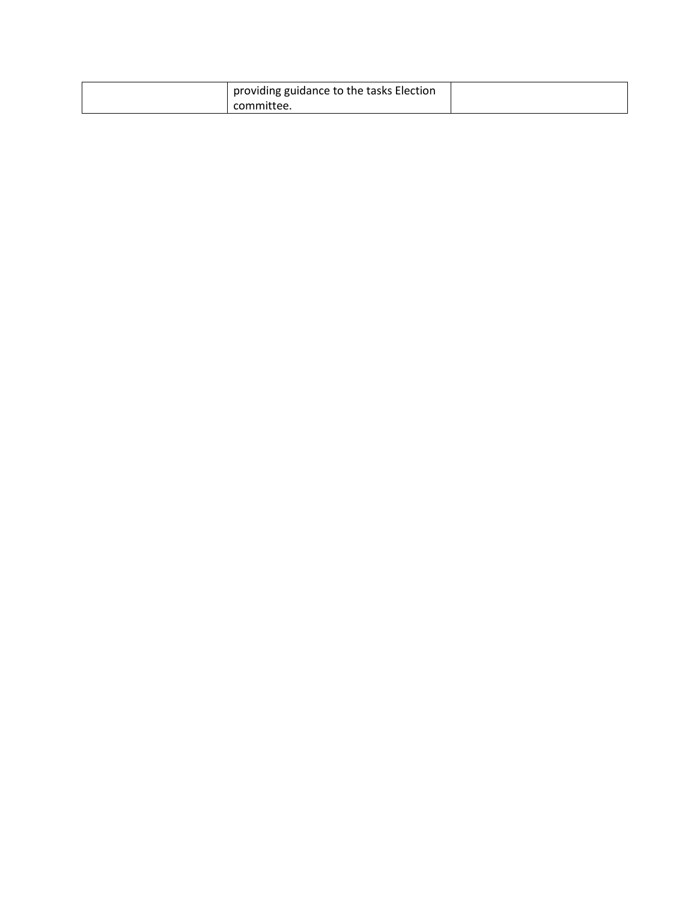| | | |
|---|---|---|
| | providing guidance to the tasks Election committee. | |